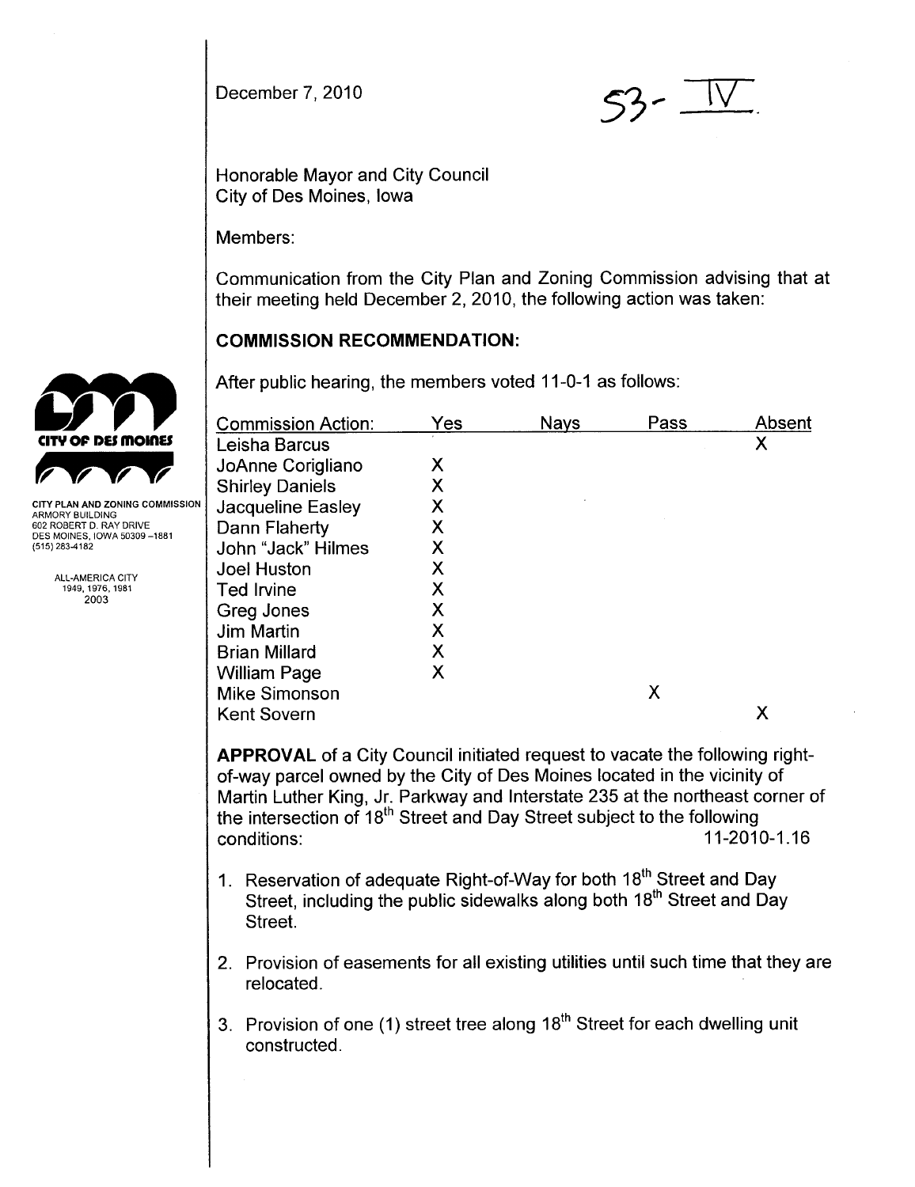December 7, 2010

53- IV

Honorable Mayor and City Council
City of Des Moines, Iowa

Members:

Communication from the City Plan and Zoning Commission advising that at their meeting held December 2, 2010, the following action was taken:

CITY PLAN AND ZONING COMMISSION
ARMORY BUILDING
602 ROBERT D. RAY DRIVE
DES MOINES, IOWA 50309-1881
(515) 283-4182

ALL-AMERICA CITY
1949, 1976, 1981
2003

## COMMISSION RECOMMENDATION:

After public hearing, the members voted 11-0-1 as follows:

| Commission Action: | Yes | Nays | Pass | Absent |
|---|---|---|---|---|
| Leisha Barcus | | | | X |
| JoAnne Corigliano | X | | | |
| Shirley Daniels | X | | | |
| Jacqueline Easley | X | | | |
| Dann Flaherty | X | | | |
| John "Jack" Hilmes | X | | | |
| Joel Huston | X | | | |
| Ted Irvine | X | | | |
| Greg Jones | X | | | |
| Jim Martin | X | | | |
| Brian Millard | X | | | |
| William Page | X | | | |
| Mike Simonson | | | X | |
| Kent Sovern | | | | X |

**APPROVAL** of a City Council initiated request to vacate the following right-of-way parcel owned by the City of Des Moines located in the vicinity of Martin Luther King, Jr. Parkway and Interstate 235 at the northeast corner of the intersection of 18th Street and Day Street subject to the following conditions: 11-2010-1.16

1. Reservation of adequate Right-of-Way for both 18th Street and Day Street, including the public sidewalks along both 18th Street and Day Street.
2. Provision of easements for all existing utilities until such time that they are relocated.
3. Provision of one (1) street tree along 18th Street for each dwelling unit constructed.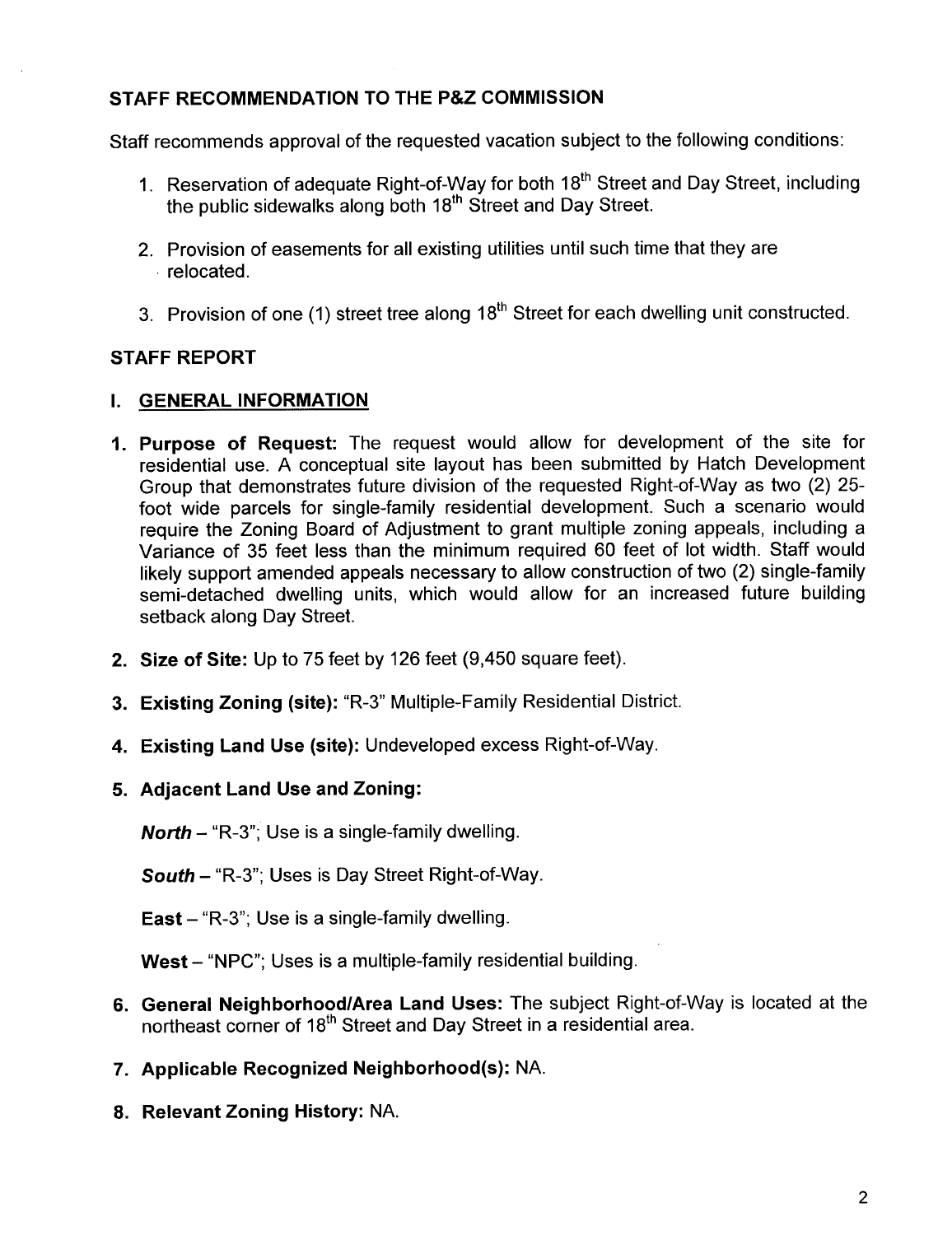## STAFF RECOMMENDATION TO THE P&Z COMMISSION

Staff recommends approval of the requested vacation subject to the following conditions:

1. Reservation of adequate Right-of-Way for both 18th Street and Day Street, including the public sidewalks along both 18th Street and Day Street.
2. Provision of easements for all existing utilities until such time that they are relocated.
3. Provision of one (1) street tree along 18th Street for each dwelling unit constructed.

## STAFF REPORT

### I. GENERAL INFORMATION

1. **Purpose of Request:** The request would allow for development of the site for residential use. A conceptual site layout has been submitted by Hatch Development Group that demonstrates future division of the requested Right-of-Way as two (2) 25-foot wide parcels for single-family residential development. Such a scenario would require the Zoning Board of Adjustment to grant multiple zoning appeals, including a Variance of 35 feet less than the minimum required 60 feet of lot width. Staff would likely support amended appeals necessary to allow construction of two (2) single-family semi-detached dwelling units, which would allow for an increased future building setback along Day Street.

2. **Size of Site:** Up to 75 feet by 126 feet (9,450 square feet).

3. **Existing Zoning (site):** "R-3" Multiple-Family Residential District.

4. **Existing Land Use (site):** Undeveloped excess Right-of-Way.

5. **Adjacent Land Use and Zoning:**

   ***North*** – "R-3"; Use is a single-family dwelling.

   ***South*** – "R-3"; Uses is Day Street Right-of-Way.

   **East** – "R-3"; Use is a single-family dwelling.

   **West** – "NPC"; Uses is a multiple-family residential building.

6. **General Neighborhood/Area Land Uses:** The subject Right-of-Way is located at the northeast corner of 18th Street and Day Street in a residential area.

7. **Applicable Recognized Neighborhood(s):** NA.

8. **Relevant Zoning History:** NA.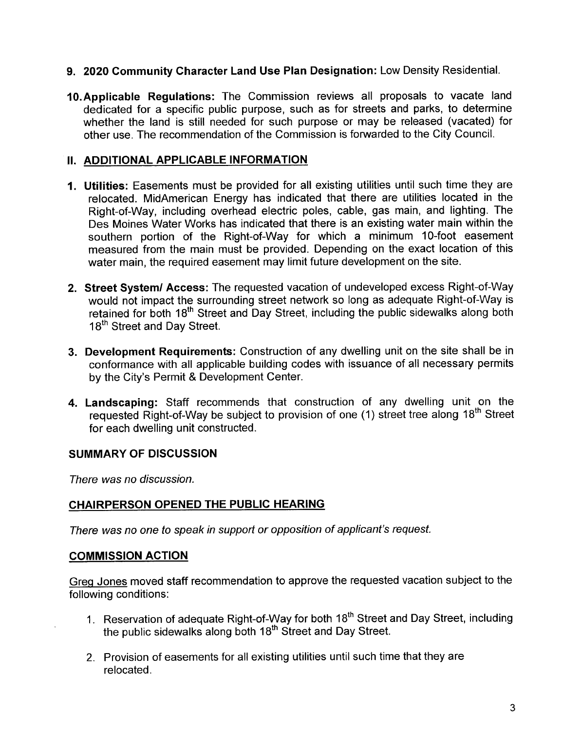9. **2020 Community Character Land Use Plan Designation:** Low Density Residential.

10. **Applicable Regulations:** The Commission reviews all proposals to vacate land dedicated for a specific public purpose, such as for streets and parks, to determine whether the land is still needed for such purpose or may be released (vacated) for other use. The recommendation of the Commission is forwarded to the City Council.

## II. ADDITIONAL APPLICABLE INFORMATION

1. **Utilities:** Easements must be provided for all existing utilities until such time they are relocated. MidAmerican Energy has indicated that there are utilities located in the Right-of-Way, including overhead electric poles, cable, gas main, and lighting. The Des Moines Water Works has indicated that there is an existing water main within the southern portion of the Right-of-Way for which a minimum 10-foot easement measured from the main must be provided. Depending on the exact location of this water main, the required easement may limit future development on the site.

2. **Street System/ Access:** The requested vacation of undeveloped excess Right-of-Way would not impact the surrounding street network so long as adequate Right-of-Way is retained for both 18th Street and Day Street, including the public sidewalks along both 18th Street and Day Street.

3. **Development Requirements:** Construction of any dwelling unit on the site shall be in conformance with all applicable building codes with issuance of all necessary permits by the City's Permit & Development Center.

4. **Landscaping:** Staff recommends that construction of any dwelling unit on the requested Right-of-Way be subject to provision of one (1) street tree along 18th Street for each dwelling unit constructed.

## SUMMARY OF DISCUSSION

*There was no discussion.*

## CHAIRPERSON OPENED THE PUBLIC HEARING

*There was no one to speak in support or opposition of applicant's request.*

## COMMISSION ACTION

Greg Jones moved staff recommendation to approve the requested vacation subject to the following conditions:

1. Reservation of adequate Right-of-Way for both 18th Street and Day Street, including the public sidewalks along both 18th Street and Day Street.

2. Provision of easements for all existing utilities until such time that they are relocated.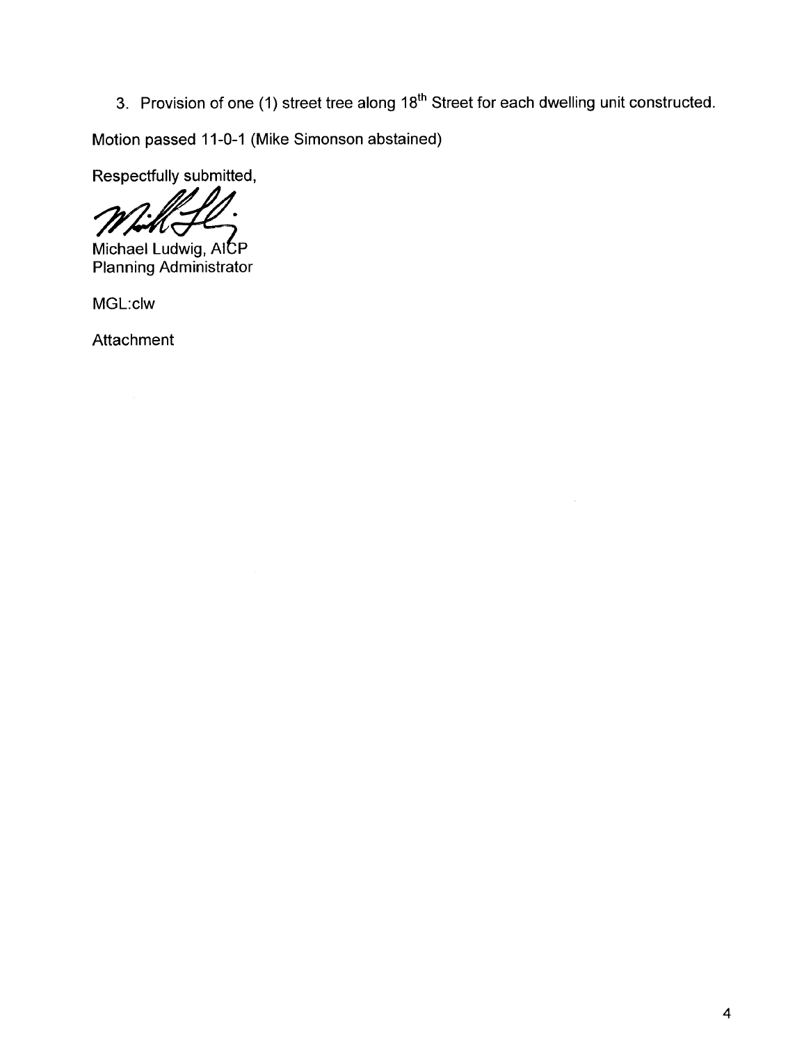3. Provision of one (1) street tree along 18th Street for each dwelling unit constructed.

Motion passed 11-0-1 (Mike Simonson abstained)

Respectfully submitted,

Michael Ludwig, AICP
Planning Administrator

MGL:clw

Attachment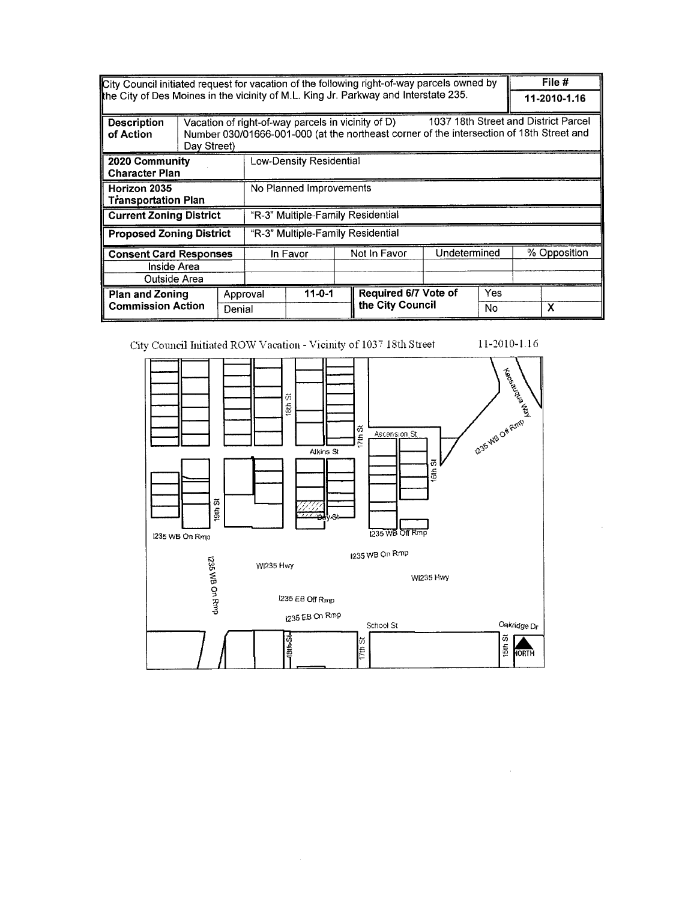| City Council initiated request for vacation of the following right-of-way parcels owned by the City of Des Moines in the vicinity of M.L. King Jr. Parkway and Interstate 235. | | | | | | File # |
|---|---|---|---|---|---|---|
| | | | | | | 11-2010-1.16 |
| **Description of Action** | Vacation of right-of-way parcels in vicinity of D) 1037 18th Street and District Parcel Number 030/01666-001-000 (at the northeast corner of the intersection of 18th Street and Day Street) | | | | | |
| **2020 Community Character Plan** | Low-Density Residential | | | | | |
| **Horizon 2035 Transportation Plan** | No Planned Improvements | | | | | |
| **Current Zoning District** | "R-3" Multiple-Family Residential | | | | | |
| **Proposed Zoning District** | "R-3" Multiple-Family Residential | | | | | |
| **Consent Card Responses** | In Favor | Not In Favor | Undetermined | | % Opposition | |
| Inside Area | | | | | | |
| Outside Area | | | | | | |
| **Plan and Zoning Commission Action** | Approval | 11-0-1 | **Required 6/7 Vote of the City Council** | Yes | | |
| | Denial | | | No | | X |

City Council Initiated ROW Vacation - Vicinity of 1037 18th Street 11-2010-1.16

18th St
17th St
Ascension St
Keosauqua Way
I235 WB Off Rmp
Atkins St
16th St
19th St
Day St
I235 WB On Rmp
I235 WB Off Rmp
I235 WB On Rmp
I235 WB On Rmp
WI235 Hwy
WI235 Hwy
I235 EB Off Rmp
I235 EB On Rmp
School St
Oakridge Dr
18th St
17th St
15th St
NORTH